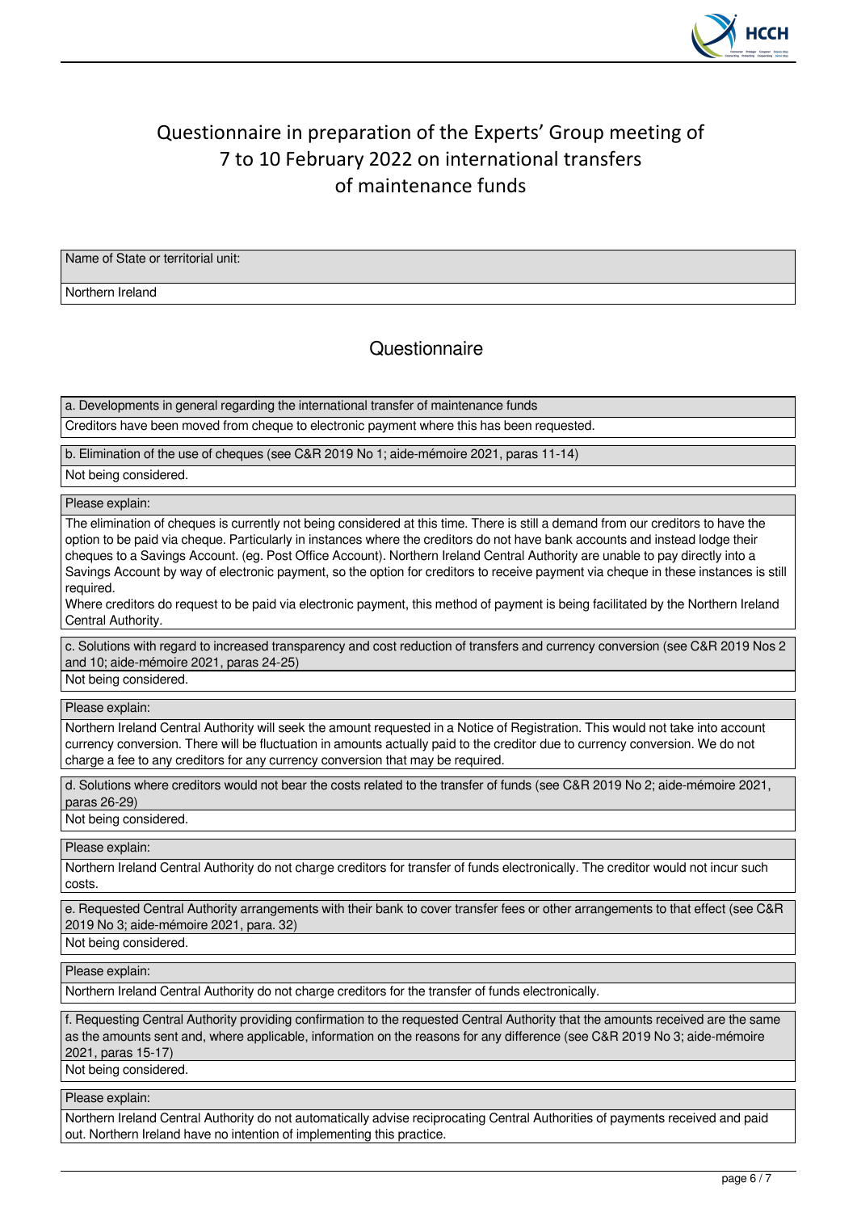# Questionnaire in preparation of the Experts' Group meeting of 7 to 10 February 2022 on international transfers of maintenance funds

| Name of State or territorial unit: |
| --- |
| Northern Ireland |

## Questionnaire

**a. Developments in general regarding the international transfer of maintenance funds**

Creditors have been moved from cheque to electronic payment where this has been requested.

**b. Elimination of the use of cheques (see C&R 2019 No 1; aide-mémoire 2021, paras 11-14)**

Not being considered.

**Please explain:**

The elimination of cheques is currently not being considered at this time. There is still a demand from our creditors to have the option to be paid via cheque. Particularly in instances where the creditors do not have bank accounts and instead lodge their cheques to a Savings Account. (eg. Post Office Account). Northern Ireland Central Authority are unable to pay directly into a Savings Account by way of electronic payment, so the option for creditors to receive payment via cheque in these instances is still required.

Where creditors do request to be paid via electronic payment, this method of payment is being facilitated by the Northern Ireland Central Authority.

**c. Solutions with regard to increased transparency and cost reduction of transfers and currency conversion (see C&R 2019 Nos 2 and 10; aide-mémoire 2021, paras 24-25)**

Not being considered.

**Please explain:**

Northern Ireland Central Authority will seek the amount requested in a Notice of Registration. This would not take into account currency conversion. There will be fluctuation in amounts actually paid to the creditor due to currency conversion. We do not charge a fee to any creditors for any currency conversion that may be required.

**d. Solutions where creditors would not bear the costs related to the transfer of funds (see C&R 2019 No 2; aide-mémoire 2021, paras 26-29)**

Not being considered.

**Please explain:**

Northern Ireland Central Authority do not charge creditors for transfer of funds electronically. The creditor would not incur such costs.

**e. Requested Central Authority arrangements with their bank to cover transfer fees or other arrangements to that effect (see C&R 2019 No 3; aide-mémoire 2021, para. 32)**

Not being considered.

**Please explain:**

Northern Ireland Central Authority do not charge creditors for the transfer of funds electronically.

**f. Requesting Central Authority providing confirmation to the requested Central Authority that the amounts received are the same as the amounts sent and, where applicable, information on the reasons for any difference (see C&R 2019 No 3; aide-mémoire 2021, paras 15-17)**

Not being considered.

**Please explain:**

Northern Ireland Central Authority do not automatically advise reciprocating Central Authorities of payments received and paid out. Northern Ireland have no intention of implementing this practice.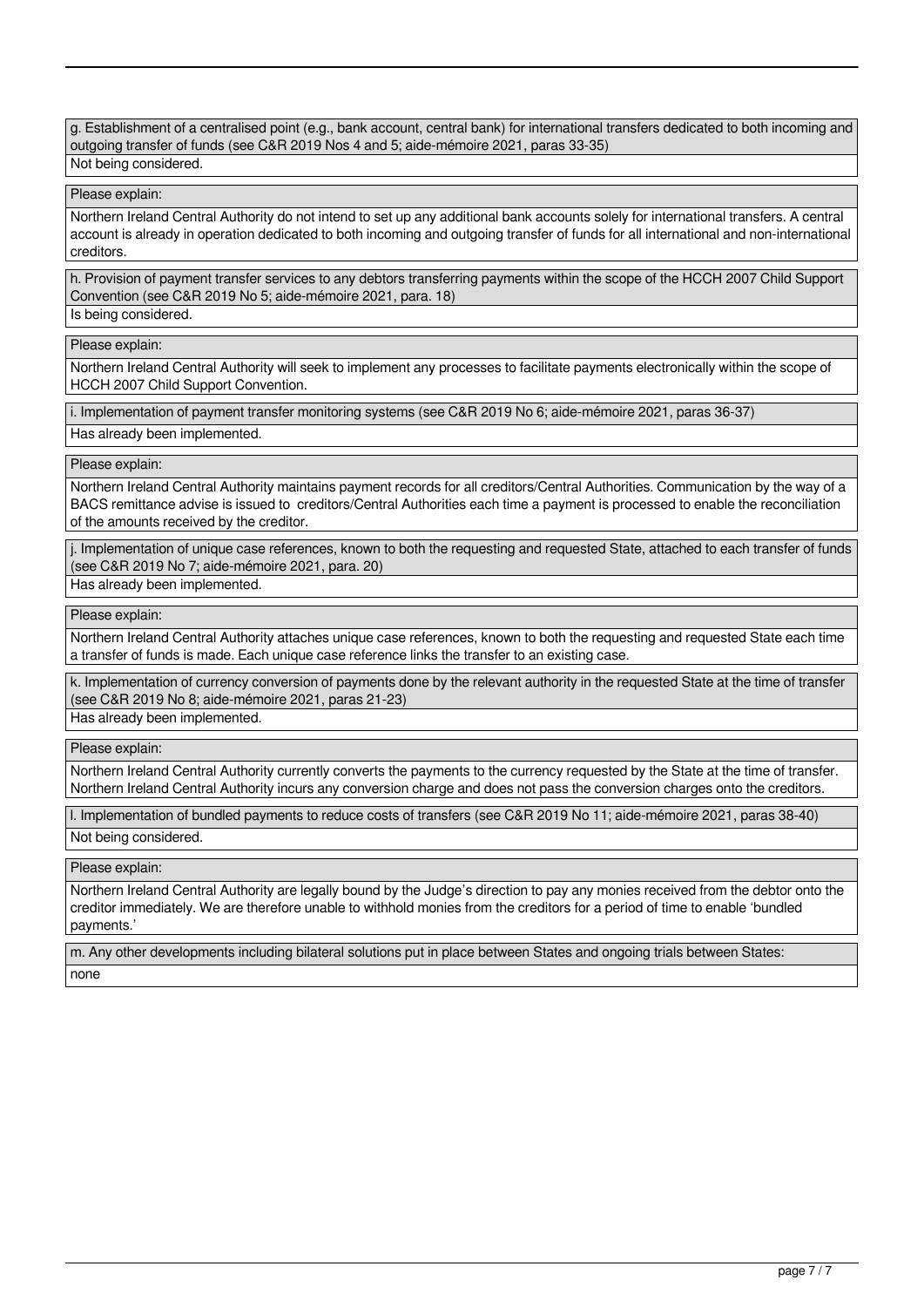g. Establishment of a centralised point (e.g., bank account, central bank) for international transfers dedicated to both incoming and outgoing transfer of funds (see C&R 2019 Nos 4 and 5; aide-mémoire 2021, paras 33-35)

Not being considered.

Please explain:

Northern Ireland Central Authority do not intend to set up any additional bank accounts solely for international transfers. A central account is already in operation dedicated to both incoming and outgoing transfer of funds for all international and non-international creditors.

h. Provision of payment transfer services to any debtors transferring payments within the scope of the HCCH 2007 Child Support Convention (see C&R 2019 No 5; aide-mémoire 2021, para. 18)

Is being considered.

Please explain:

Northern Ireland Central Authority will seek to implement any processes to facilitate payments electronically within the scope of HCCH 2007 Child Support Convention.

i. Implementation of payment transfer monitoring systems (see C&R 2019 No 6; aide-mémoire 2021, paras 36-37)

Has already been implemented.

Please explain:

Northern Ireland Central Authority maintains payment records for all creditors/Central Authorities. Communication by the way of a BACS remittance advise is issued to creditors/Central Authorities each time a payment is processed to enable the reconciliation of the amounts received by the creditor.

j. Implementation of unique case references, known to both the requesting and requested State, attached to each transfer of funds (see C&R 2019 No 7; aide-mémoire 2021, para. 20)

Has already been implemented.

Please explain:

Northern Ireland Central Authority attaches unique case references, known to both the requesting and requested State each time a transfer of funds is made. Each unique case reference links the transfer to an existing case.

k. Implementation of currency conversion of payments done by the relevant authority in the requested State at the time of transfer (see C&R 2019 No 8; aide-mémoire 2021, paras 21-23)

Has already been implemented.

Please explain:

Northern Ireland Central Authority currently converts the payments to the currency requested by the State at the time of transfer. Northern Ireland Central Authority incurs any conversion charge and does not pass the conversion charges onto the creditors.

l. Implementation of bundled payments to reduce costs of transfers (see C&R 2019 No 11; aide-mémoire 2021, paras 38-40)

Not being considered.

Please explain:

Northern Ireland Central Authority are legally bound by the Judge's direction to pay any monies received from the debtor onto the creditor immediately. We are therefore unable to withhold monies from the creditors for a period of time to enable 'bundled payments.'

m. Any other developments including bilateral solutions put in place between States and ongoing trials between States:

none